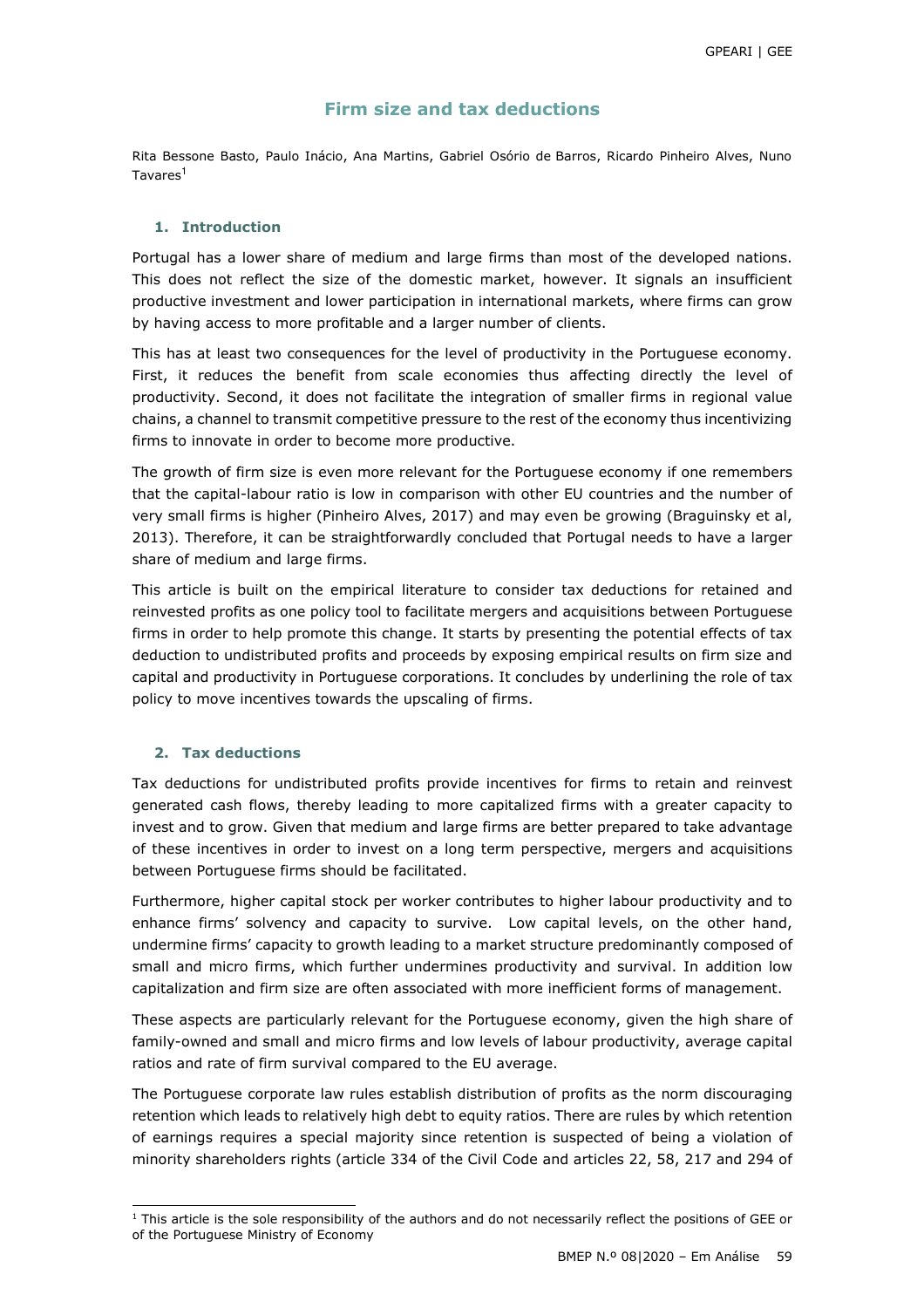# Firm size and tax deductions

Rita Bessone Basto, Paulo Inácio, Ana Martins, Gabriel Osório de Barros, Ricardo Pinheiro Alves, Nuno Tavares[1]

## 1. Introduction

Portugal has a lower share of medium and large firms than most of the developed nations. This does not reflect the size of the domestic market, however. It signals an insufficient productive investment and lower participation in international markets, where firms can grow by having access to more profitable and a larger number of clients.

This has at least two consequences for the level of productivity in the Portuguese economy. First, it reduces the benefit from scale economies thus affecting directly the level of productivity. Second, it does not facilitate the integration of smaller firms in regional value chains, a channel to transmit competitive pressure to the rest of the economy thus incentivizing firms to innovate in order to become more productive.

The growth of firm size is even more relevant for the Portuguese economy if one remembers that the capital-labour ratio is low in comparison with other EU countries and the number of very small firms is higher (Pinheiro Alves, 2017) and may even be growing (Braguinsky et al, 2013). Therefore, it can be straightforwardly concluded that Portugal needs to have a larger share of medium and large firms.

This article is built on the empirical literature to consider tax deductions for retained and reinvested profits as one policy tool to facilitate mergers and acquisitions between Portuguese firms in order to help promote this change. It starts by presenting the potential effects of tax deduction to undistributed profits and proceeds by exposing empirical results on firm size and capital and productivity in Portuguese corporations. It concludes by underlining the role of tax policy to move incentives towards the upscaling of firms.

## 2. Tax deductions

Tax deductions for undistributed profits provide incentives for firms to retain and reinvest generated cash flows, thereby leading to more capitalized firms with a greater capacity to invest and to grow. Given that medium and large firms are better prepared to take advantage of these incentives in order to invest on a long term perspective, mergers and acquisitions between Portuguese firms should be facilitated.

Furthermore, higher capital stock per worker contributes to higher labour productivity and to enhance firms' solvency and capacity to survive. Low capital levels, on the other hand, undermine firms' capacity to growth leading to a market structure predominantly composed of small and micro firms, which further undermines productivity and survival. In addition low capitalization and firm size are often associated with more inefficient forms of management.

These aspects are particularly relevant for the Portuguese economy, given the high share of family-owned and small and micro firms and low levels of labour productivity, average capital ratios and rate of firm survival compared to the EU average.

The Portuguese corporate law rules establish distribution of profits as the norm discouraging retention which leads to relatively high debt to equity ratios. There are rules by which retention of earnings requires a special majority since retention is suspected of being a violation of minority shareholders rights (article 334 of the Civil Code and articles 22, 58, 217 and 294 of

[1] This article is the sole responsibility of the authors and do not necessarily reflect the positions of GEE or of the Portuguese Ministry of Economy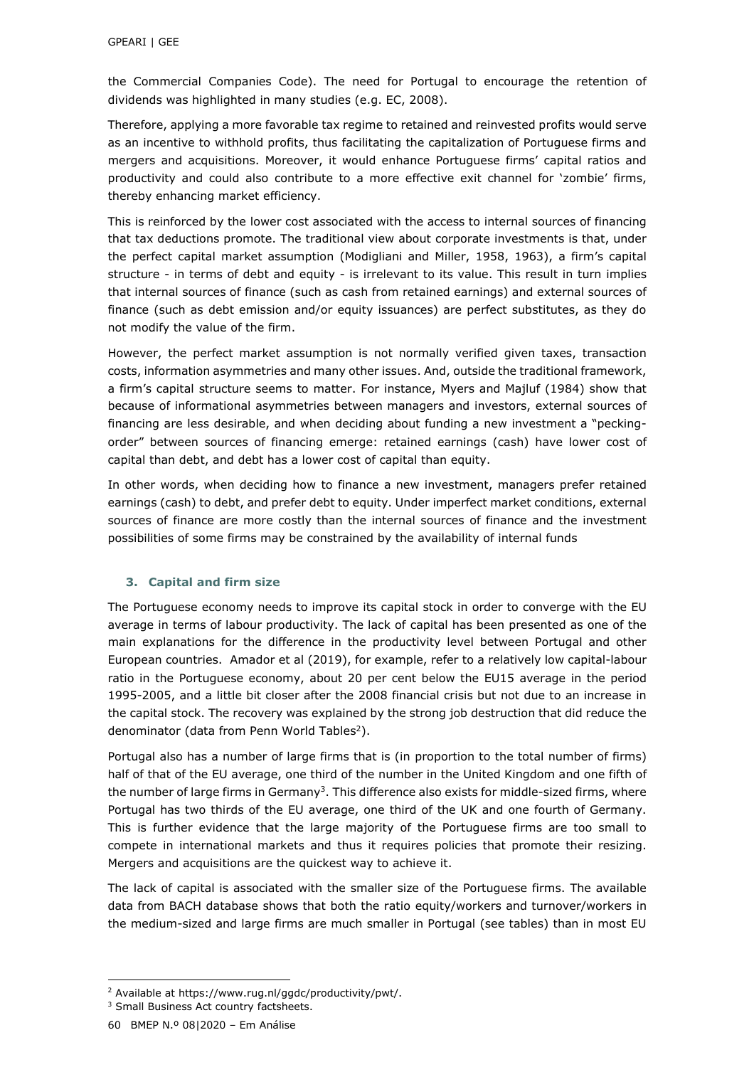the Commercial Companies Code). The need for Portugal to encourage the retention of dividends was highlighted in many studies (e.g. EC, 2008).

Therefore, applying a more favorable tax regime to retained and reinvested profits would serve as an incentive to withhold profits, thus facilitating the capitalization of Portuguese firms and mergers and acquisitions. Moreover, it would enhance Portuguese firms' capital ratios and productivity and could also contribute to a more effective exit channel for 'zombie' firms, thereby enhancing market efficiency.

This is reinforced by the lower cost associated with the access to internal sources of financing that tax deductions promote. The traditional view about corporate investments is that, under the perfect capital market assumption (Modigliani and Miller, 1958, 1963), a firm's capital structure - in terms of debt and equity - is irrelevant to its value. This result in turn implies that internal sources of finance (such as cash from retained earnings) and external sources of finance (such as debt emission and/or equity issuances) are perfect substitutes, as they do not modify the value of the firm.

However, the perfect market assumption is not normally verified given taxes, transaction costs, information asymmetries and many other issues. And, outside the traditional framework, a firm's capital structure seems to matter. For instance, Myers and Majluf (1984) show that because of informational asymmetries between managers and investors, external sources of financing are less desirable, and when deciding about funding a new investment a "pecking-order" between sources of financing emerge: retained earnings (cash) have lower cost of capital than debt, and debt has a lower cost of capital than equity.

In other words, when deciding how to finance a new investment, managers prefer retained earnings (cash) to debt, and prefer debt to equity. Under imperfect market conditions, external sources of finance are more costly than the internal sources of finance and the investment possibilities of some firms may be constrained by the availability of internal funds

### 3. Capital and firm size

The Portuguese economy needs to improve its capital stock in order to converge with the EU average in terms of labour productivity. The lack of capital has been presented as one of the main explanations for the difference in the productivity level between Portugal and other European countries. Amador et al (2019), for example, refer to a relatively low capital-labour ratio in the Portuguese economy, about 20 per cent below the EU15 average in the period 1995-2005, and a little bit closer after the 2008 financial crisis but not due to an increase in the capital stock. The recovery was explained by the strong job destruction that did reduce the denominator (data from Penn World Tables[2]).

Portugal also has a number of large firms that is (in proportion to the total number of firms) half of that of the EU average, one third of the number in the United Kingdom and one fifth of the number of large firms in Germany[3]. This difference also exists for middle-sized firms, where Portugal has two thirds of the EU average, one third of the UK and one fourth of Germany. This is further evidence that the large majority of the Portuguese firms are too small to compete in international markets and thus it requires policies that promote their resizing. Mergers and acquisitions are the quickest way to achieve it.

The lack of capital is associated with the smaller size of the Portuguese firms. The available data from BACH database shows that both the ratio equity/workers and turnover/workers in the medium-sized and large firms are much smaller in Portugal (see tables) than in most EU

[2] Available at https://www.rug.nl/ggdc/productivity/pwt/.

[3] Small Business Act country factsheets.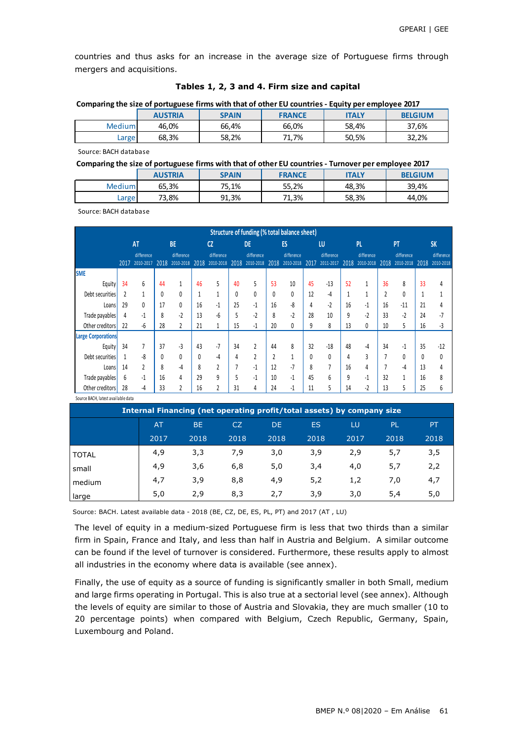countries and thus asks for an increase in the average size of Portuguese firms through mergers and acquisitions.

**Tables 1, 2, 3 and 4. Firm size and capital**

**Comparing the size of portuguese firms with that of other EU countries - Equity per employee 2017**

| | AUSTRIA | SPAIN | FRANCE | ITALY | BELGIUM |
|---|---|---|---|---|---|
| Medium | 46,0% | 66,4% | 66,0% | 58,4% | 37,6% |
| Large | 68,3% | 58,2% | 71,7% | 50,5% | 32,2% |

Source: BACH database

**Comparing the size of portuguese firms with that of other EU countries - Turnover per employee 2017**

| | AUSTRIA | SPAIN | FRANCE | ITALY | BELGIUM |
|---|---|---|---|---|---|
| Medium | 65,3% | 75,1% | 55,2% | 48,3% | 39,4% |
| Large | 73,8% | 91,3% | 71,3% | 58,3% | 44,0% |

Source: BACH database

| Structure of funding (% total balance sheet) | AT | | BE | | CZ | | DE | | ES | | LU | | PL | | PT | | SK | |
|---|---|---|---|---|---|---|---|---|---|---|---|---|---|---|---|---|---|---|
| | 2017 | difference 2010-2017 | 2018 | difference 2010-2018 | 2018 | difference 2010-2018 | 2018 | difference 2010-2018 | 2018 | difference 2010-2018 | 2017 | difference 2011-2017 | 2018 | difference 2010-2018 | 2018 | difference 2010-2018 | 2018 | difference 2010-2018 |
| **SME** | | | | | | | | | | | | | | | | | | |
| Equity | 34 | 6 | 44 | 1 | 46 | 5 | 40 | 5 | 53 | 10 | 45 | -13 | 52 | 1 | 36 | 8 | 33 | 4 |
| Debt securities | 2 | 1 | 0 | 0 | 1 | 1 | 0 | 0 | 0 | 0 | 12 | -4 | 1 | 1 | 2 | 0 | 1 | 1 |
| Loans | 29 | 0 | 17 | 0 | 16 | -1 | 25 | -1 | 16 | -8 | 4 | -2 | 16 | -1 | 16 | -11 | 21 | 4 |
| Trade payables | 4 | -1 | 8 | -2 | 13 | -6 | 5 | -2 | 8 | -2 | 28 | 10 | 9 | -2 | 33 | -2 | 24 | -7 |
| Other creditors | 22 | -6 | 28 | 2 | 21 | 1 | 15 | -1 | 20 | 0 | 9 | 8 | 13 | 0 | 10 | 5 | 16 | -3 |
| **Large Corporations** | | | | | | | | | | | | | | | | | | |
| Equity | 34 | 7 | 37 | -3 | 43 | -7 | 34 | 2 | 44 | 8 | 32 | -18 | 48 | -4 | 34 | -1 | 35 | -12 |
| Debt securities | 1 | -8 | 0 | 0 | 0 | -4 | 4 | 2 | 2 | 1 | 0 | 0 | 4 | 3 | 7 | 0 | 0 | 0 |
| Loans | 14 | 2 | 8 | -4 | 8 | 2 | 7 | -1 | 12 | -7 | 8 | 7 | 16 | 4 | 7 | -4 | 13 | 4 |
| Trade payables | 6 | -1 | 16 | 4 | 29 | 9 | 5 | -1 | 10 | -1 | 45 | 6 | 9 | -1 | 32 | 1 | 16 | 8 |
| Other creditors | 28 | -4 | 33 | 2 | 16 | 2 | 31 | 4 | 24 | -1 | 11 | 5 | 14 | -2 | 13 | 5 | 25 | 6 |

Source BACH, latest available data

| Internal Financing (net operating profit/total assets) by company size | AT | BE | CZ | DE | ES | LU | PL | PT |
|---|---|---|---|---|---|---|---|---|
| | 2017 | 2018 | 2018 | 2018 | 2018 | 2017 | 2018 | 2018 |
| TOTAL | 4,9 | 3,3 | 7,9 | 3,0 | 3,9 | 2,9 | 5,7 | 3,5 |
| small | 4,9 | 3,6 | 6,8 | 5,0 | 3,4 | 4,0 | 5,7 | 2,2 |
| medium | 4,7 | 3,9 | 8,8 | 4,9 | 5,2 | 1,2 | 7,0 | 4,7 |
| large | 5,0 | 2,9 | 8,3 | 2,7 | 3,9 | 3,0 | 5,4 | 5,0 |

Source: BACH. Latest available data - 2018 (BE, CZ, DE, ES, PL, PT) and 2017 (AT , LU)

The level of equity in a medium-sized Portuguese firm is less that two thirds than a similar firm in Spain, France and Italy, and less than half in Austria and Belgium. A similar outcome can be found if the level of turnover is considered. Furthermore, these results apply to almost all industries in the economy where data is available (see annex).

Finally, the use of equity as a source of funding is significantly smaller in both Small, medium and large firms operating in Portugal. This is also true at a sectorial level (see annex). Although the levels of equity are similar to those of Austria and Slovakia, they are much smaller (10 to 20 percentage points) when compared with Belgium, Czech Republic, Germany, Spain, Luxembourg and Poland.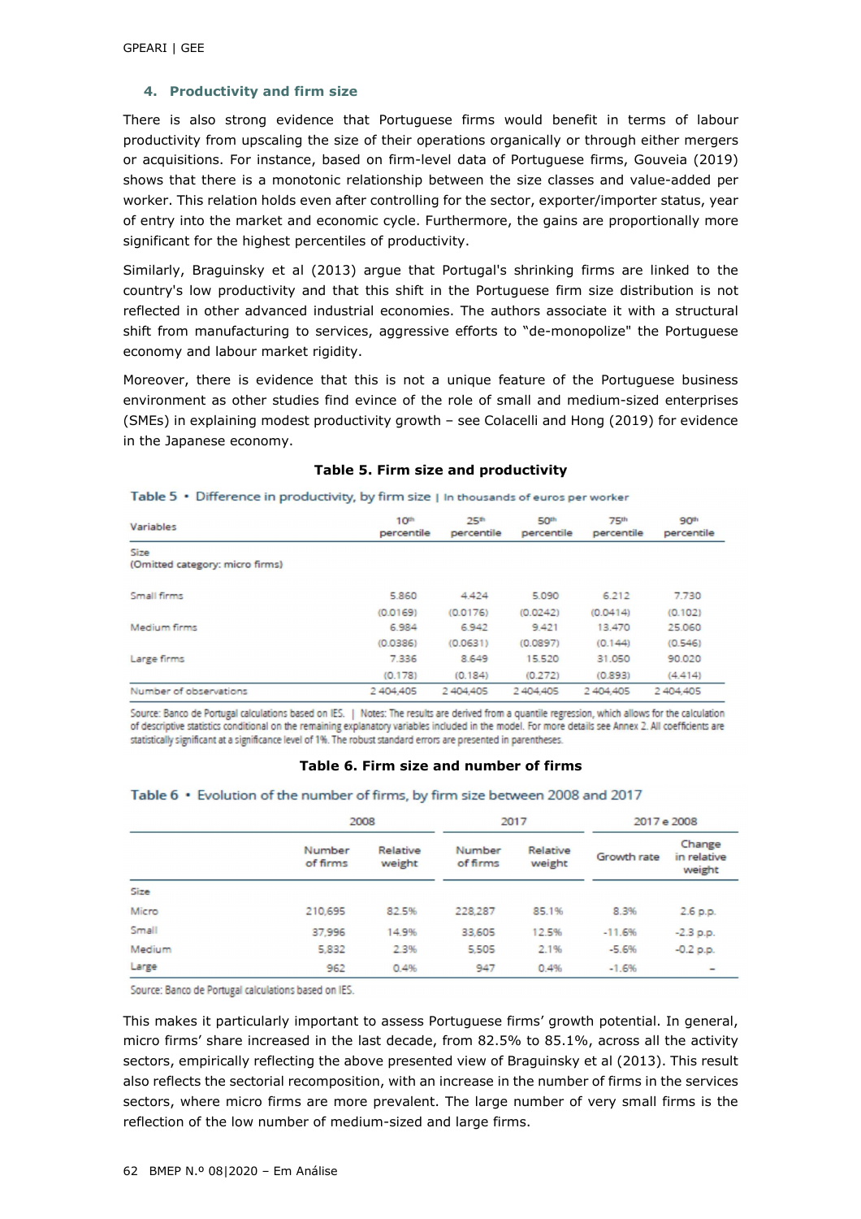## 4. Productivity and firm size

There is also strong evidence that Portuguese firms would benefit in terms of labour productivity from upscaling the size of their operations organically or through either mergers or acquisitions. For instance, based on firm-level data of Portuguese firms, Gouveia (2019) shows that there is a monotonic relationship between the size classes and value-added per worker. This relation holds even after controlling for the sector, exporter/importer status, year of entry into the market and economic cycle. Furthermore, the gains are proportionally more significant for the highest percentiles of productivity.

Similarly, Braguinsky et al (2013) argue that Portugal's shrinking firms are linked to the country's low productivity and that this shift in the Portuguese firm size distribution is not reflected in other advanced industrial economies. The authors associate it with a structural shift from manufacturing to services, aggressive efforts to "de-monopolize" the Portuguese economy and labour market rigidity.

Moreover, there is evidence that this is not a unique feature of the Portuguese business environment as other studies find evince of the role of small and medium-sized enterprises (SMEs) in explaining modest productivity growth – see Colacelli and Hong (2019) for evidence in the Japanese economy.

**Table 5. Firm size and productivity**

Table 5 • Difference in productivity, by firm size | In thousands of euros per worker

| Variables | 10th percentile | 25th percentile | 50th percentile | 75th percentile | 90th percentile |
|---|---|---|---|---|---|
| Size (Omitted category: micro firms) | | | | | |
| Small firms | 5.860 | 4.424 | 5.090 | 6.212 | 7.730 |
| | (0.0169) | (0.0176) | (0.0242) | (0.0414) | (0.102) |
| Medium firms | 6.984 | 6.942 | 9.421 | 13.470 | 25.060 |
| | (0.0386) | (0.0631) | (0.0897) | (0.144) | (0.546) |
| Large firms | 7.336 | 8.649 | 15.520 | 31.050 | 90.020 |
| | (0.178) | (0.184) | (0.272) | (0.893) | (4.414) |
| Number of observations | 2 404,405 | 2 404,405 | 2 404,405 | 2 404,405 | 2 404,405 |

Source: Banco de Portugal calculations based on IES. | Notes: The results are derived from a quantile regression, which allows for the calculation of descriptive statistics conditional on the remaining explanatory variables included in the model. For more details see Annex 2. All coefficients are statistically significant at a significance level of 1%. The robust standard errors are presented in parentheses.

**Table 6. Firm size and number of firms**

Table 6 • Evolution of the number of firms, by firm size between 2008 and 2017

| | 2008 | | 2017 | | 2017 e 2008 | |
|---|---|---|---|---|---|---|
| | Number of firms | Relative weight | Number of firms | Relative weight | Growth rate | Change in relative weight |
| Size | | | | | | |
| Micro | 210,695 | 82.5% | 228,287 | 85.1% | 8.3% | 2.6 p.p. |
| Small | 37,996 | 14.9% | 33,605 | 12.5% | -11.6% | -2.3 p.p. |
| Medium | 5,832 | 2.3% | 5,505 | 2.1% | -5.6% | -0.2 p.p. |
| Large | 962 | 0.4% | 947 | 0.4% | -1.6% | – |

Source: Banco de Portugal calculations based on IES.

This makes it particularly important to assess Portuguese firms' growth potential. In general, micro firms' share increased in the last decade, from 82.5% to 85.1%, across all the activity sectors, empirically reflecting the above presented view of Braguinsky et al (2013). This result also reflects the sectorial recomposition, with an increase in the number of firms in the services sectors, where micro firms are more prevalent. The large number of very small firms is the reflection of the low number of medium-sized and large firms.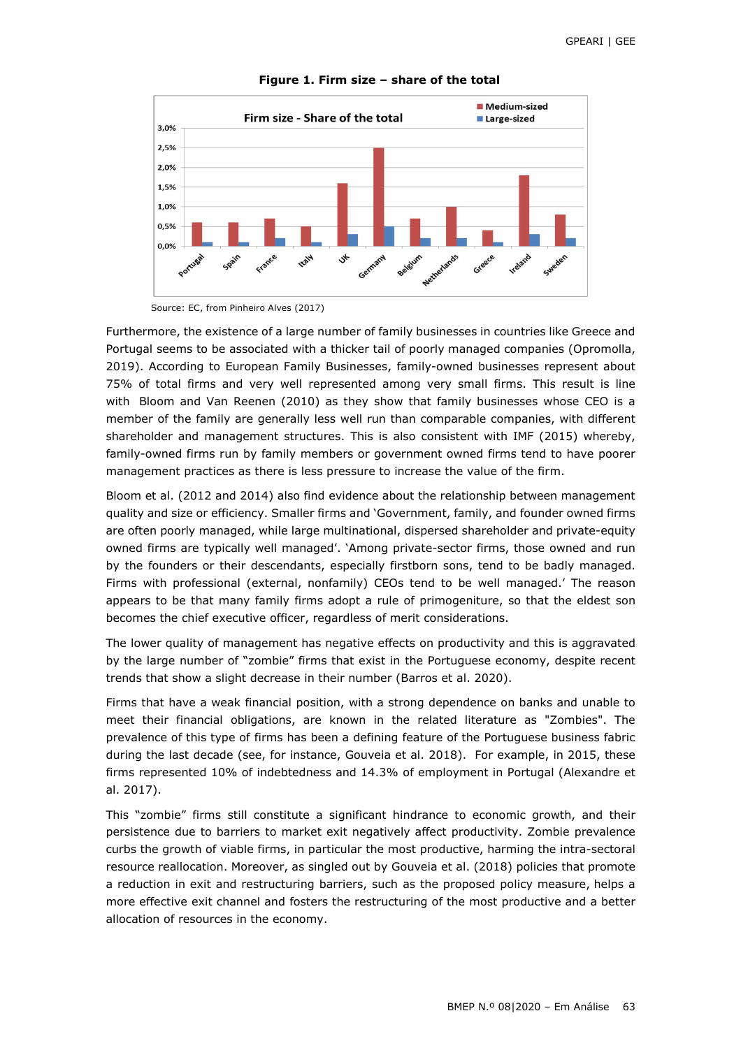**Figure 1. Firm size – share of the total**

Source: EC, from Pinheiro Alves (2017)

Furthermore, the existence of a large number of family businesses in countries like Greece and Portugal seems to be associated with a thicker tail of poorly managed companies (Opromolla, 2019). According to European Family Businesses, family-owned businesses represent about 75% of total firms and very well represented among very small firms. This result is line with Bloom and Van Reenen (2010) as they show that family businesses whose CEO is a member of the family are generally less well run than comparable companies, with different shareholder and management structures. This is also consistent with IMF (2015) whereby, family-owned firms run by family members or government owned firms tend to have poorer management practices as there is less pressure to increase the value of the firm.

Bloom et al. (2012 and 2014) also find evidence about the relationship between management quality and size or efficiency. Smaller firms and 'Government, family, and founder owned firms are often poorly managed, while large multinational, dispersed shareholder and private-equity owned firms are typically well managed'. 'Among private-sector firms, those owned and run by the founders or their descendants, especially firstborn sons, tend to be badly managed. Firms with professional (external, nonfamily) CEOs tend to be well managed.' The reason appears to be that many family firms adopt a rule of primogeniture, so that the eldest son becomes the chief executive officer, regardless of merit considerations.

The lower quality of management has negative effects on productivity and this is aggravated by the large number of "zombie" firms that exist in the Portuguese economy, despite recent trends that show a slight decrease in their number (Barros et al. 2020).

Firms that have a weak financial position, with a strong dependence on banks and unable to meet their financial obligations, are known in the related literature as "Zombies". The prevalence of this type of firms has been a defining feature of the Portuguese business fabric during the last decade (see, for instance, Gouveia et al. 2018). For example, in 2015, these firms represented 10% of indebtedness and 14.3% of employment in Portugal (Alexandre et al. 2017).

This "zombie" firms still constitute a significant hindrance to economic growth, and their persistence due to barriers to market exit negatively affect productivity. Zombie prevalence curbs the growth of viable firms, in particular the most productive, harming the intra-sectoral resource reallocation. Moreover, as singled out by Gouveia et al. (2018) policies that promote a reduction in exit and restructuring barriers, such as the proposed policy measure, helps a more effective exit channel and fosters the restructuring of the most productive and a better allocation of resources in the economy.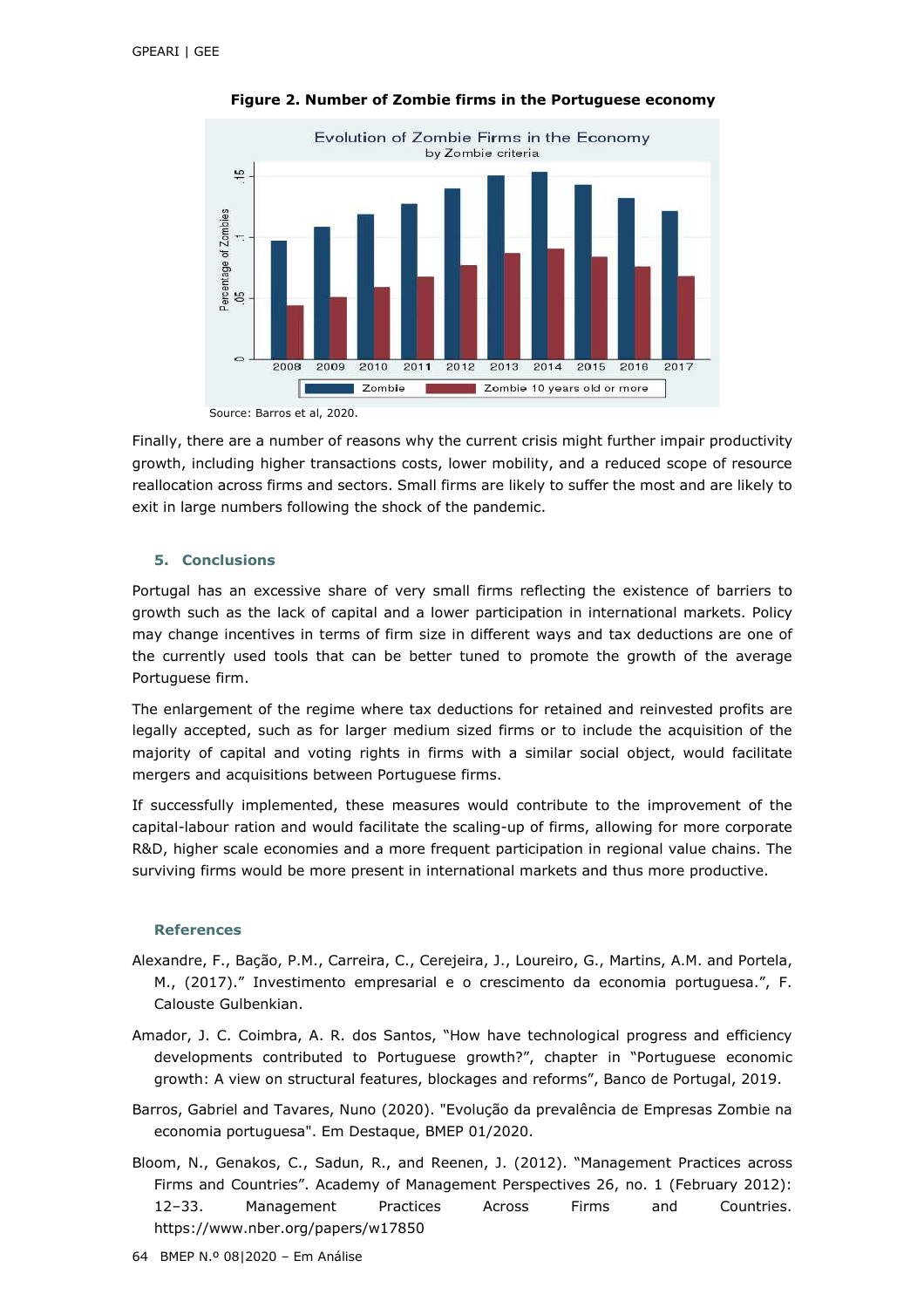**Figure 2. Number of Zombie firms in the Portuguese economy**

Source: Barros et al, 2020.

Finally, there are a number of reasons why the current crisis might further impair productivity growth, including higher transactions costs, lower mobility, and a reduced scope of resource reallocation across firms and sectors. Small firms are likely to suffer the most and are likely to exit in large numbers following the shock of the pandemic.

## 5. Conclusions

Portugal has an excessive share of very small firms reflecting the existence of barriers to growth such as the lack of capital and a lower participation in international markets. Policy may change incentives in terms of firm size in different ways and tax deductions are one of the currently used tools that can be better tuned to promote the growth of the average Portuguese firm.

The enlargement of the regime where tax deductions for retained and reinvested profits are legally accepted, such as for larger medium sized firms or to include the acquisition of the majority of capital and voting rights in firms with a similar social object, would facilitate mergers and acquisitions between Portuguese firms.

If successfully implemented, these measures would contribute to the improvement of the capital-labour ration and would facilitate the scaling-up of firms, allowing for more corporate R&D, higher scale economies and a more frequent participation in regional value chains. The surviving firms would be more present in international markets and thus more productive.

### References

Alexandre, F., Bação, P.M., Carreira, C., Cerejeira, J., Loureiro, G., Martins, A.M. and Portela, M., (2017)." Investimento empresarial e o crescimento da economia portuguesa.", F. Calouste Gulbenkian.

Amador, J. C. Coimbra, A. R. dos Santos, "How have technological progress and efficiency developments contributed to Portuguese growth?", chapter in "Portuguese economic growth: A view on structural features, blockages and reforms", Banco de Portugal, 2019.

Barros, Gabriel and Tavares, Nuno (2020). "Evolução da prevalência de Empresas Zombie na economia portuguesa". Em Destaque, BMEP 01/2020.

Bloom, N., Genakos, C., Sadun, R., and Reenen, J. (2012). "Management Practices across Firms and Countries". Academy of Management Perspectives 26, no. 1 (February 2012): 12–33. Management Practices Across Firms and Countries. https://www.nber.org/papers/w17850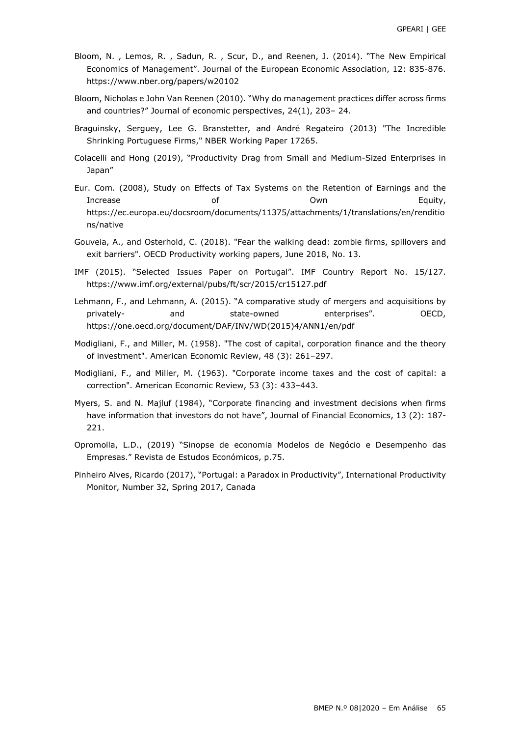Bloom, N. , Lemos, R. , Sadun, R. , Scur, D., and Reenen, J. (2014). "The New Empirical Economics of Management". Journal of the European Economic Association, 12: 835-876. https://www.nber.org/papers/w20102

Bloom, Nicholas e John Van Reenen (2010). "Why do management practices differ across firms and countries?" Journal of economic perspectives, 24(1), 203– 24.

Braguinsky, Serguey, Lee G. Branstetter, and André Regateiro (2013) "The Incredible Shrinking Portuguese Firms," NBER Working Paper 17265.

Colacelli and Hong (2019), "Productivity Drag from Small and Medium-Sized Enterprises in Japan"

Eur. Com. (2008), Study on Effects of Tax Systems on the Retention of Earnings and the Increase of Own Equity, https://ec.europa.eu/docsroom/documents/11375/attachments/1/translations/en/renditions/native

Gouveia, A., and Osterhold, C. (2018). "Fear the walking dead: zombie firms, spillovers and exit barriers". OECD Productivity working papers, June 2018, No. 13.

IMF (2015). "Selected Issues Paper on Portugal". IMF Country Report No. 15/127. https://www.imf.org/external/pubs/ft/scr/2015/cr15127.pdf

Lehmann, F., and Lehmann, A. (2015). "A comparative study of mergers and acquisitions by privately- and state-owned enterprises". OECD, https://one.oecd.org/document/DAF/INV/WD(2015)4/ANN1/en/pdf

Modigliani, F., and Miller, M. (1958). "The cost of capital, corporation finance and the theory of investment". American Economic Review, 48 (3): 261–297.

Modigliani, F., and Miller, M. (1963). "Corporate income taxes and the cost of capital: a correction". American Economic Review, 53 (3): 433–443.

Myers, S. and N. Majluf (1984), "Corporate financing and investment decisions when firms have information that investors do not have", Journal of Financial Economics, 13 (2): 187-221.

Opromolla, L.D., (2019) "Sinopse de economia Modelos de Negócio e Desempenho das Empresas." Revista de Estudos Económicos, p.75.

Pinheiro Alves, Ricardo (2017), "Portugal: a Paradox in Productivity", International Productivity Monitor, Number 32, Spring 2017, Canada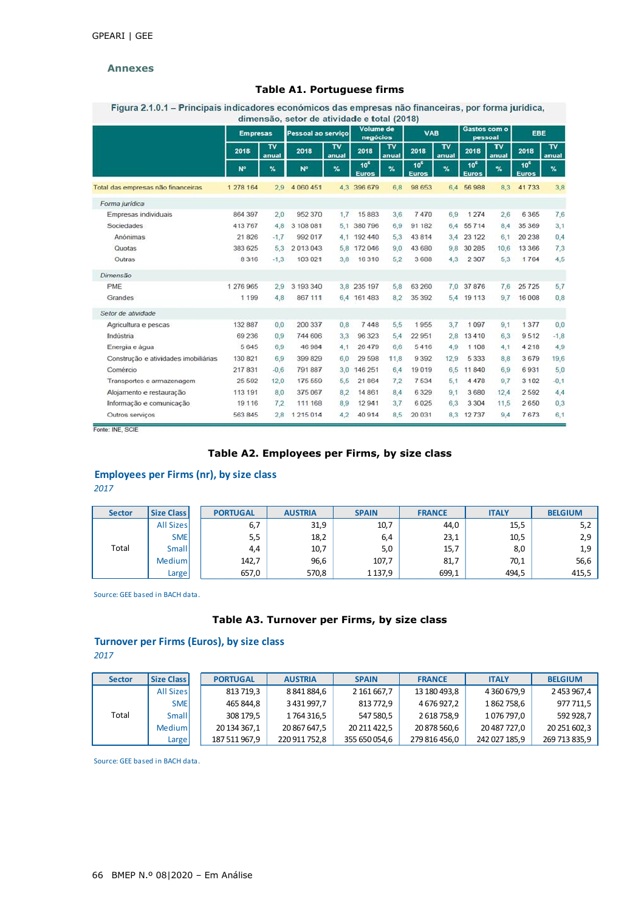## Annexes

### Table A1. Portuguese firms

**Figura 2.1.0.1 – Principais indicadores económicos das empresas não financeiras, por forma jurídica, dimensão, setor de atividade e total (2018)**

| | Empresas | | Pessoal ao serviço | | Volume de negócios | | VAB | | Gastos com o pessoal | | EBE | |
|---|---|---|---|---|---|---|---|---|---|---|---|---|
| | 2018 | TV anual | 2018 | TV anual | 2018 | TV anual | 2018 | TV anual | 2018 | TV anual | 2018 | TV anual |
| | Nº | % | Nº | % | $10^6$ Euros | % | $10^6$ Euros | % | $10^6$ Euros | % | $10^6$ Euros | % |
| Total das empresas não financeiras | 1 278 164 | 2,9 | 4 060 451 | 4,3 | 396 679 | 6,8 | 98 653 | 6,4 | 56 988 | 8,3 | 41 733 | 3,8 |
| *Forma jurídica* | | | | | | | | | | | | |
| Empresas individuais | 864 397 | 2,0 | 952 370 | 1,7 | 15 883 | 3,6 | 7 470 | 6,9 | 1 274 | 2,6 | 6 365 | 7,6 |
| Sociedades | 413 767 | 4,8 | 3 108 081 | 5,1 | 380 796 | 6,9 | 91 182 | 6,4 | 55 714 | 8,4 | 35 369 | 3,1 |
| Anónimas | 21 826 | -1,7 | 992 017 | 4,1 | 192 440 | 5,3 | 43 814 | 3,4 | 23 122 | 6,1 | 20 238 | 0,4 |
| Quotas | 383 625 | 5,3 | 2 013 043 | 5,8 | 172 046 | 9,0 | 43 680 | 9,8 | 30 285 | 10,6 | 13 366 | 7,3 |
| Outras | 8 316 | -1,3 | 103 021 | 3,8 | 16 310 | 5,2 | 3 688 | 4,3 | 2 307 | 5,3 | 1 764 | 4,5 |
| *Dimensão* | | | | | | | | | | | | |
| PME | 1 276 965 | 2,9 | 3 193 340 | 3,8 | 235 197 | 5,8 | 63 260 | 7,0 | 37 876 | 7,6 | 25 725 | 5,7 |
| Grandes | 1 199 | 4,8 | 867 111 | 6,4 | 161 483 | 8,2 | 35 392 | 5,4 | 19 113 | 9,7 | 16 008 | 0,8 |
| *Setor de atividade* | | | | | | | | | | | | |
| Agricultura e pescas | 132 887 | 0,0 | 200 337 | 0,8 | 7 448 | 5,5 | 1 955 | 3,7 | 1 097 | 9,1 | 1 377 | 0,0 |
| Indústria | 69 236 | 0,9 | 744 606 | 3,3 | 96 323 | 5,4 | 22 951 | 2,8 | 13 410 | 6,3 | 9 512 | -1,8 |
| Energia e água | 5 645 | 6,9 | 46 984 | 4,1 | 26 479 | 6,6 | 5 416 | 4,9 | 1 108 | 4,1 | 4 218 | 4,9 |
| Construção e atividades imobiliárias | 130 821 | 6,9 | 399 829 | 6,0 | 29 598 | 11,8 | 9 392 | 12,9 | 5 333 | 8,8 | 3 679 | 19,6 |
| Comércio | 217 831 | -0,6 | 791 887 | 3,0 | 146 251 | 6,4 | 19 019 | 6,5 | 11 840 | 6,9 | 6 931 | 5,0 |
| Transportes e armazenagem | 25 592 | 12,0 | 175 559 | 5,5 | 21 864 | 7,2 | 7 534 | 5,1 | 4 478 | 9,7 | 3 102 | -0,1 |
| Alojamento e restauração | 113 191 | 8,0 | 375 067 | 8,2 | 14 861 | 8,4 | 6 329 | 9,1 | 3 680 | 12,4 | 2 592 | 4,4 |
| Informação e comunicação | 19 116 | 7,2 | 111 168 | 8,9 | 12 941 | 3,7 | 6 025 | 6,3 | 3 304 | 11,5 | 2 650 | 0,3 |
| Outros serviços | 563 845 | 2,8 | 1 215 014 | 4,2 | 40 914 | 8,5 | 20 031 | 8,3 | 12 737 | 9,4 | 7 673 | 6,1 |

Fonte: INE, SCIE

### Table A2. Employees per Firms, by size class

**Employees per Firms (nr), by size class**

*2017*

| Sector | Size Class | PORTUGAL | AUSTRIA | SPAIN | FRANCE | ITALY | BELGIUM |
|---|---|---|---|---|---|---|---|
| Total | All Sizes | 6,7 | 31,9 | 10,7 | 44,0 | 15,5 | 5,2 |
| | SME | 5,5 | 18,2 | 6,4 | 23,1 | 10,5 | 2,9 |
| | Small | 4,4 | 10,7 | 5,0 | 15,7 | 8,0 | 1,9 |
| | Medium | 142,7 | 96,6 | 107,7 | 81,7 | 70,1 | 56,6 |
| | Large | 657,0 | 570,8 | 1 137,9 | 699,1 | 494,5 | 415,5 |

Source: GEE based in BACH data.

### Table A3. Turnover per Firms, by size class

**Turnover per Firms (Euros), by size class**

*2017*

| Sector | Size Class | PORTUGAL | AUSTRIA | SPAIN | FRANCE | ITALY | BELGIUM |
|---|---|---|---|---|---|---|---|
| Total | All Sizes | 813 719,3 | 8 841 884,6 | 2 161 667,7 | 13 180 493,8 | 4 360 679,9 | 2 453 967,4 |
| | SME | 465 844,8 | 3 431 997,7 | 813 772,9 | 4 676 927,2 | 1 862 758,6 | 977 711,5 |
| | Small | 308 179,5 | 1 764 316,5 | 547 580,5 | 2 618 758,9 | 1 076 797,0 | 592 928,7 |
| | Medium | 20 134 367,1 | 20 867 647,5 | 20 211 422,5 | 20 878 560,6 | 20 487 727,0 | 20 251 602,3 |
| | Large | 187 511 967,9 | 220 911 752,8 | 355 650 054,6 | 279 816 456,0 | 242 027 185,9 | 269 713 835,9 |

Source: GEE based in BACH data.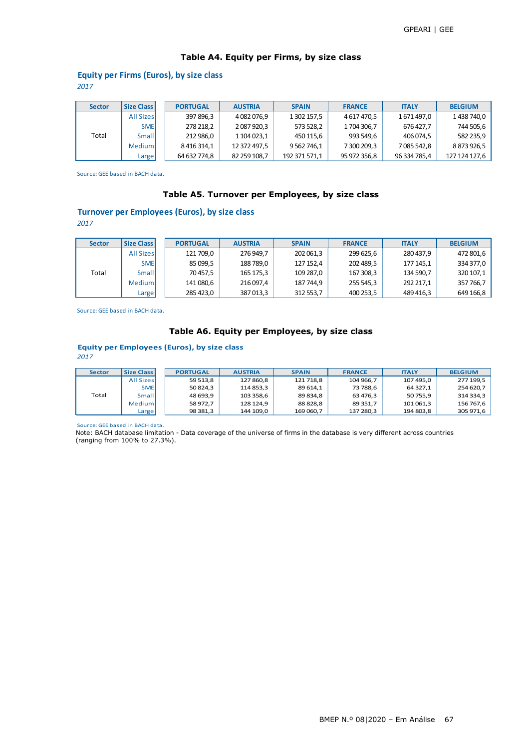### Table A4. Equity per Firms, by size class

**Equity per Firms (Euros), by size class**

*2017*

| Sector | Size Class | PORTUGAL | AUSTRIA | SPAIN | FRANCE | ITALY | BELGIUM |
|---|---|---|---|---|---|---|---|
| Total | All Sizes | 397 896,3 | 4 082 076,9 | 1 302 157,5 | 4 617 470,5 | 1 671 497,0 | 1 438 740,0 |
| | SME | 278 218,2 | 2 087 920,3 | 573 528,2 | 1 704 306,7 | 676 427,7 | 744 505,6 |
| | Small | 212 986,0 | 1 104 023,1 | 450 115,6 | 993 549,6 | 406 074,5 | 582 235,9 |
| | Medium | 8 416 314,1 | 12 372 497,5 | 9 562 746,1 | 7 300 209,3 | 7 085 542,8 | 8 873 926,5 |
| | Large | 64 632 774,8 | 82 259 108,7 | 192 371 571,1 | 95 972 356,8 | 96 334 785,4 | 127 124 127,6 |

Source: GEE based in BACH data.

### Table A5. Turnover per Employees, by size class

**Turnover per Employees (Euros), by size class**

*2017*

| Sector | Size Class | PORTUGAL | AUSTRIA | SPAIN | FRANCE | ITALY | BELGIUM |
|---|---|---|---|---|---|---|---|
| Total | All Sizes | 121 709,0 | 276 949,7 | 202 061,3 | 299 625,6 | 280 437,9 | 472 801,6 |
| | SME | 85 099,5 | 188 789,0 | 127 152,4 | 202 489,5 | 177 145,1 | 334 377,0 |
| | Small | 70 457,5 | 165 175,3 | 109 287,0 | 167 308,3 | 134 590,7 | 320 107,1 |
| | Medium | 141 080,6 | 216 097,4 | 187 744,9 | 255 545,3 | 292 217,1 | 357 766,7 |
| | Large | 285 423,0 | 387 013,3 | 312 553,7 | 400 253,5 | 489 416,3 | 649 166,8 |

Source: GEE based in BACH data.

### Table A6. Equity per Employees, by size class

**Equity per Employees (Euros), by size class**

*2017*

| Sector | Size Class | PORTUGAL | AUSTRIA | SPAIN | FRANCE | ITALY | BELGIUM |
|---|---|---|---|---|---|---|---|
| Total | All Sizes | 59 513,8 | 127 860,8 | 121 718,8 | 104 966,7 | 107 495,0 | 277 199,5 |
| | SME | 50 824,3 | 114 853,3 | 89 614,1 | 73 788,6 | 64 327,1 | 254 620,7 |
| | Small | 48 693,9 | 103 358,6 | 89 834,8 | 63 476,3 | 50 755,9 | 314 334,3 |
| | Medium | 58 972,7 | 128 124,9 | 88 828,8 | 89 351,7 | 101 061,3 | 156 767,6 |
| | Large | 98 381,3 | 144 109,0 | 169 060,7 | 137 280,3 | 194 803,8 | 305 971,6 |

Source: GEE based in BACH data.

Note: BACH database limitation - Data coverage of the universe of firms in the database is very different across countries (ranging from 100% to 27.3%).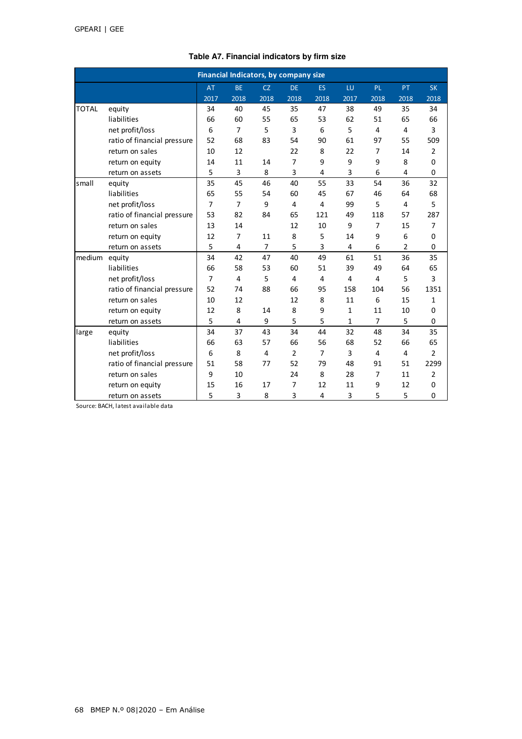**Table A7. Financial indicators by firm size**

| Financial Indicators, by company size | | | | | | | | | | |
|---|---|---|---|---|---|---|---|---|---|---|
| | | AT | BE | CZ | DE | ES | LU | PL | PT | SK |
| | | 2017 | 2018 | 2018 | 2018 | 2018 | 2017 | 2018 | 2018 | 2018 |
| TOTAL | equity | 34 | 40 | 45 | 35 | 47 | 38 | 49 | 35 | 34 |
| | liabilities | 66 | 60 | 55 | 65 | 53 | 62 | 51 | 65 | 66 |
| | net profit/loss | 6 | 7 | 5 | 3 | 6 | 5 | 4 | 4 | 3 |
| | ratio of financial pressure | 52 | 68 | 83 | 54 | 90 | 61 | 97 | 55 | 509 |
| | return on sales | 10 | 12 | | 22 | 8 | 22 | 7 | 14 | 2 |
| | return on equity | 14 | 11 | 14 | 7 | 9 | 9 | 9 | 8 | 0 |
| | return on assets | 5 | 3 | 8 | 3 | 4 | 3 | 6 | 4 | 0 |
| small | equity | 35 | 45 | 46 | 40 | 55 | 33 | 54 | 36 | 32 |
| | liabilities | 65 | 55 | 54 | 60 | 45 | 67 | 46 | 64 | 68 |
| | net profit/loss | 7 | 7 | 9 | 4 | 4 | 99 | 5 | 4 | 5 |
| | ratio of financial pressure | 53 | 82 | 84 | 65 | 121 | 49 | 118 | 57 | 287 |
| | return on sales | 13 | 14 | | 12 | 10 | 9 | 7 | 15 | 7 |
| | return on equity | 12 | 7 | 11 | 8 | 5 | 14 | 9 | 6 | 0 |
| | return on assets | 5 | 4 | 7 | 5 | 3 | 4 | 6 | 2 | 0 |
| medium | equity | 34 | 42 | 47 | 40 | 49 | 61 | 51 | 36 | 35 |
| | liabilities | 66 | 58 | 53 | 60 | 51 | 39 | 49 | 64 | 65 |
| | net profit/loss | 7 | 4 | 5 | 4 | 4 | 4 | 4 | 5 | 3 |
| | ratio of financial pressure | 52 | 74 | 88 | 66 | 95 | 158 | 104 | 56 | 1351 |
| | return on sales | 10 | 12 | | 12 | 8 | 11 | 6 | 15 | 1 |
| | return on equity | 12 | 8 | 14 | 8 | 9 | 1 | 11 | 10 | 0 |
| | return on assets | 5 | 4 | 9 | 5 | 5 | 1 | 7 | 5 | 0 |
| large | equity | 34 | 37 | 43 | 34 | 44 | 32 | 48 | 34 | 35 |
| | liabilities | 66 | 63 | 57 | 66 | 56 | 68 | 52 | 66 | 65 |
| | net profit/loss | 6 | 8 | 4 | 2 | 7 | 3 | 4 | 4 | 2 |
| | ratio of financial pressure | 51 | 58 | 77 | 52 | 79 | 48 | 91 | 51 | 2299 |
| | return on sales | 9 | 10 | | 24 | 8 | 28 | 7 | 11 | 2 |
| | return on equity | 15 | 16 | 17 | 7 | 12 | 11 | 9 | 12 | 0 |
| | return on assets | 5 | 3 | 8 | 3 | 4 | 3 | 5 | 5 | 0 |

Source: BACH, latest available data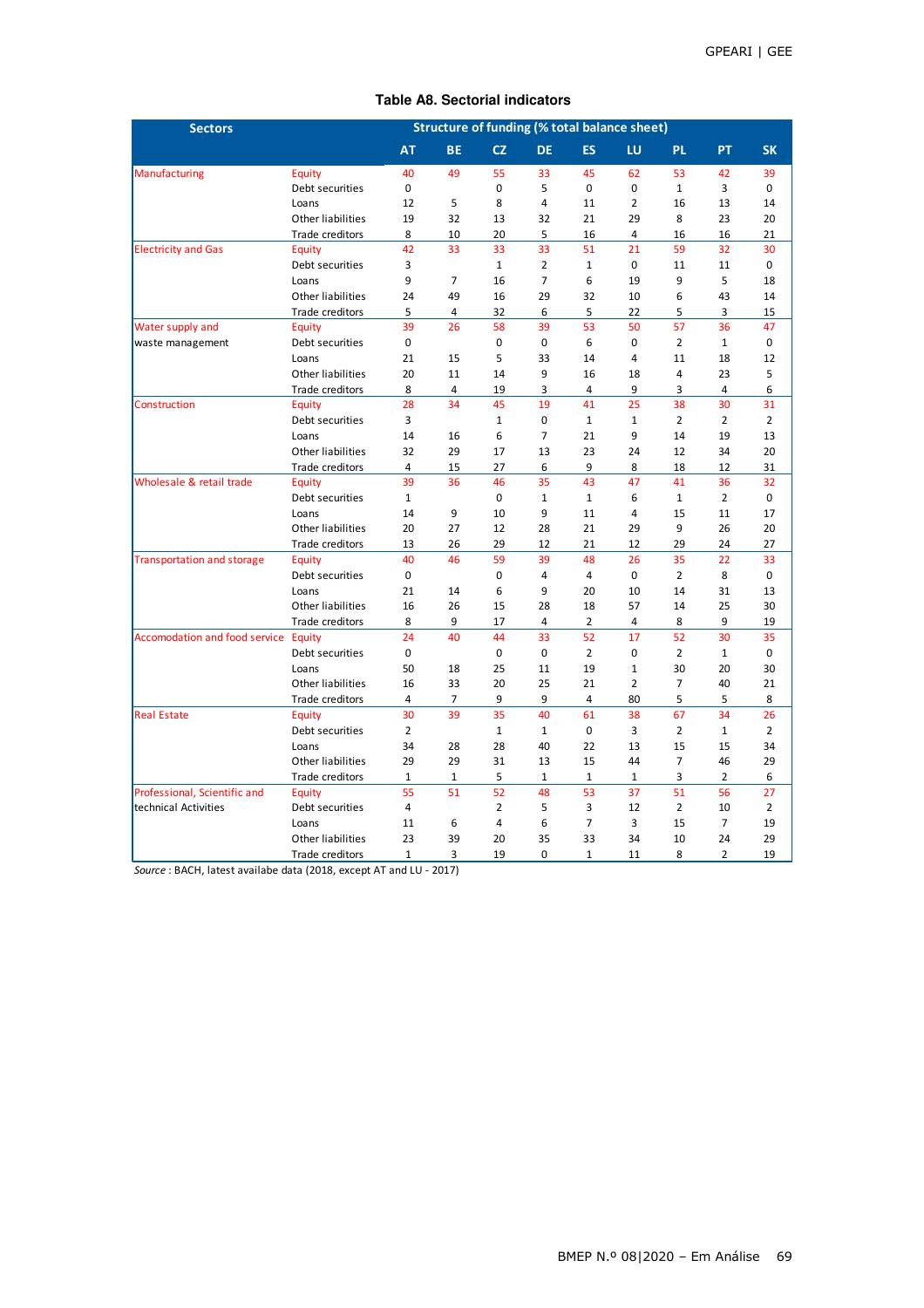**Table A8. Sectorial indicators**

| Sectors | | Structure of funding (% total balance sheet) | | | | | | | | |
|---|---|---|---|---|---|---|---|---|---|---|
| | | AT | BE | CZ | DE | ES | LU | PL | PT | SK |
| Manufacturing | Equity | 40 | 49 | 55 | 33 | 45 | 62 | 53 | 42 | 39 |
| | Debt securities | 0 | | 0 | 5 | 0 | 0 | 1 | 3 | 0 |
| | Loans | 12 | 5 | 8 | 4 | 11 | 2 | 16 | 13 | 14 |
| | Other liabilities | 19 | 32 | 13 | 32 | 21 | 29 | 8 | 23 | 20 |
| | Trade creditors | 8 | 10 | 20 | 5 | 16 | 4 | 16 | 16 | 21 |
| Electricity and Gas | Equity | 42 | 33 | 33 | 33 | 51 | 21 | 59 | 32 | 30 |
| | Debt securities | 3 | | 1 | 2 | 1 | 0 | 11 | 11 | 0 |
| | Loans | 9 | 7 | 16 | 7 | 6 | 19 | 9 | 5 | 18 |
| | Other liabilities | 24 | 49 | 16 | 29 | 32 | 10 | 6 | 43 | 14 |
| | Trade creditors | 5 | 4 | 32 | 6 | 5 | 22 | 5 | 3 | 15 |
| Water supply and waste management | Equity | 39 | 26 | 58 | 39 | 53 | 50 | 57 | 36 | 47 |
| | Debt securities | 0 | | 0 | 0 | 6 | 0 | 2 | 1 | 0 |
| | Loans | 21 | 15 | 5 | 33 | 14 | 4 | 11 | 18 | 12 |
| | Other liabilities | 20 | 11 | 14 | 9 | 16 | 18 | 4 | 23 | 5 |
| | Trade creditors | 8 | 4 | 19 | 3 | 4 | 9 | 3 | 4 | 6 |
| Construction | Equity | 28 | 34 | 45 | 19 | 41 | 25 | 38 | 30 | 31 |
| | Debt securities | 3 | | 1 | 0 | 1 | 1 | 2 | 2 | 2 |
| | Loans | 14 | 16 | 6 | 7 | 21 | 9 | 14 | 19 | 13 |
| | Other liabilities | 32 | 29 | 17 | 13 | 23 | 24 | 12 | 34 | 20 |
| | Trade creditors | 4 | 15 | 27 | 6 | 9 | 8 | 18 | 12 | 31 |
| Wholesale & retail trade | Equity | 39 | 36 | 46 | 35 | 43 | 47 | 41 | 36 | 32 |
| | Debt securities | 1 | | 0 | 1 | 1 | 6 | 1 | 2 | 0 |
| | Loans | 14 | 9 | 10 | 9 | 11 | 4 | 15 | 11 | 17 |
| | Other liabilities | 20 | 27 | 12 | 28 | 21 | 29 | 9 | 26 | 20 |
| | Trade creditors | 13 | 26 | 29 | 12 | 21 | 12 | 29 | 24 | 27 |
| Transportation and storage | Equity | 40 | 46 | 59 | 39 | 48 | 26 | 35 | 22 | 33 |
| | Debt securities | 0 | | 0 | 4 | 4 | 0 | 2 | 8 | 0 |
| | Loans | 21 | 14 | 6 | 9 | 20 | 10 | 14 | 31 | 13 |
| | Other liabilities | 16 | 26 | 15 | 28 | 18 | 57 | 14 | 25 | 30 |
| | Trade creditors | 8 | 9 | 17 | 4 | 2 | 4 | 8 | 9 | 19 |
| Accomodation and food service | Equity | 24 | 40 | 44 | 33 | 52 | 17 | 52 | 30 | 35 |
| | Debt securities | 0 | | 0 | 0 | 2 | 0 | 2 | 1 | 0 |
| | Loans | 50 | 18 | 25 | 11 | 19 | 1 | 30 | 20 | 30 |
| | Other liabilities | 16 | 33 | 20 | 25 | 21 | 2 | 7 | 40 | 21 |
| | Trade creditors | 4 | 7 | 9 | 9 | 4 | 80 | 5 | 5 | 8 |
| Real Estate | Equity | 30 | 39 | 35 | 40 | 61 | 38 | 67 | 34 | 26 |
| | Debt securities | 2 | | 1 | 1 | 0 | 3 | 2 | 1 | 2 |
| | Loans | 34 | 28 | 28 | 40 | 22 | 13 | 15 | 15 | 34 |
| | Other liabilities | 29 | 29 | 31 | 13 | 15 | 44 | 7 | 46 | 29 |
| | Trade creditors | 1 | 1 | 5 | 1 | 1 | 1 | 3 | 2 | 6 |
| Professional, Scientific and technical Activities | Equity | 55 | 51 | 52 | 48 | 53 | 37 | 51 | 56 | 27 |
| | Debt securities | 4 | | 2 | 5 | 3 | 12 | 2 | 10 | 2 |
| | Loans | 11 | 6 | 4 | 6 | 7 | 3 | 15 | 7 | 19 |
| | Other liabilities | 23 | 39 | 20 | 35 | 33 | 34 | 10 | 24 | 29 |
| | Trade creditors | 1 | 3 | 19 | 0 | 1 | 11 | 8 | 2 | 19 |

*Source* : BACH, latest availabe data (2018, except AT and LU - 2017)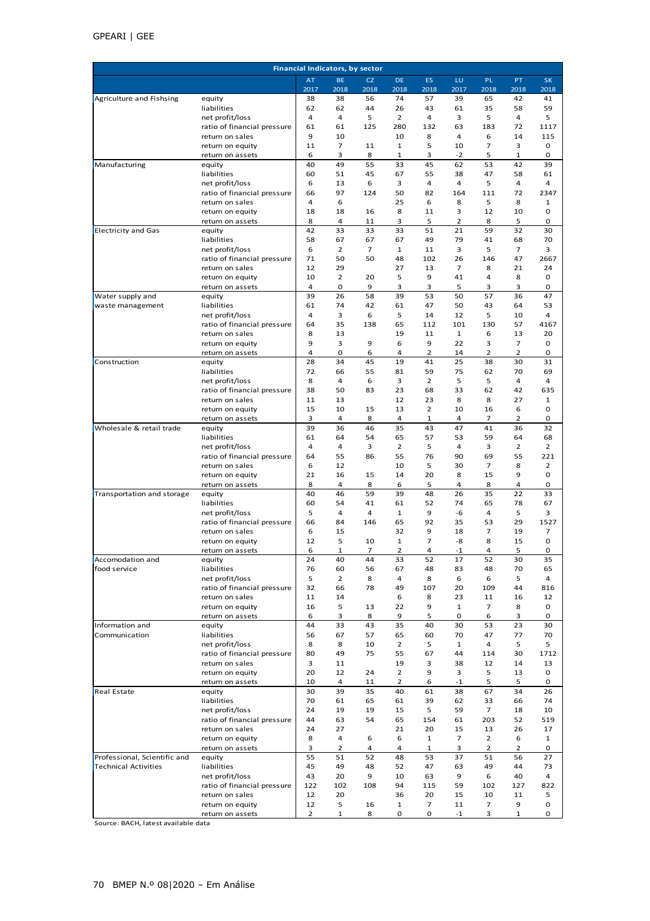| Financial Indicators, by sector | | | | | | | | | | |
|---|---|---|---|---|---|---|---|---|---|---|
| | | AT 2017 | BE 2018 | CZ 2018 | DE 2018 | ES 2018 | LU 2017 | PL 2018 | PT 2018 | SK 2018 |
| Agriculture and Fishsing | equity | 38 | 38 | 56 | 74 | 57 | 39 | 65 | 42 | 41 |
| | liabilities | 62 | 62 | 44 | 26 | 43 | 61 | 35 | 58 | 59 |
| | net profit/loss | 4 | 4 | 5 | 2 | 4 | 3 | 5 | 4 | 5 |
| | ratio of financial pressure | 61 | 61 | 125 | 280 | 132 | 63 | 183 | 72 | 1117 |
| | return on sales | 9 | 10 | | 10 | 8 | 4 | 6 | 14 | 115 |
| | return on equity | 11 | 7 | 11 | 1 | 5 | 10 | 7 | 3 | 0 |
| | return on assets | 6 | 3 | 8 | 1 | 3 | -2 | 5 | 1 | 0 |
| Manufacturing | equity | 40 | 49 | 55 | 33 | 45 | 62 | 53 | 42 | 39 |
| | liabilities | 60 | 51 | 45 | 67 | 55 | 38 | 47 | 58 | 61 |
| | net profit/loss | 6 | 13 | 6 | 3 | 4 | 4 | 5 | 4 | 4 |
| | ratio of financial pressure | 66 | 97 | 124 | 50 | 82 | 164 | 111 | 72 | 2347 |
| | return on sales | 4 | 6 | | 25 | 6 | 8 | 5 | 8 | 1 |
| | return on equity | 18 | 18 | 16 | 8 | 11 | 3 | 12 | 10 | 0 |
| | return on assets | 8 | 4 | 11 | 3 | 5 | 2 | 8 | 5 | 0 |
| Electricity and Gas | equity | 42 | 33 | 33 | 33 | 51 | 21 | 59 | 32 | 30 |
| | liabilities | 58 | 67 | 67 | 67 | 49 | 79 | 41 | 68 | 70 |
| | net profit/loss | 6 | 2 | 7 | 1 | 11 | 3 | 5 | 7 | 3 |
| | ratio of financial pressure | 71 | 50 | 50 | 48 | 102 | 26 | 146 | 47 | 2667 |
| | return on sales | 12 | 29 | | 27 | 13 | 7 | 8 | 21 | 24 |
| | return on equity | 10 | 2 | 20 | 5 | 9 | 41 | 4 | 8 | 0 |
| | return on assets | 4 | 0 | 9 | 3 | 3 | 5 | 3 | 3 | 0 |
| Water supply and waste management | equity | 39 | 26 | 58 | 39 | 53 | 50 | 57 | 36 | 47 |
| | liabilities | 61 | 74 | 42 | 61 | 47 | 50 | 43 | 64 | 53 |
| | net profit/loss | 4 | 3 | 6 | 5 | 14 | 12 | 5 | 10 | 4 |
| | ratio of financial pressure | 64 | 35 | 138 | 65 | 112 | 101 | 130 | 57 | 4167 |
| | return on sales | 8 | 13 | | 19 | 11 | 1 | 6 | 13 | 20 |
| | return on equity | 9 | 3 | 9 | 6 | 9 | 22 | 3 | 7 | 0 |
| | return on assets | 4 | 0 | 6 | 4 | 2 | 14 | 2 | 2 | 0 |
| Construction | equity | 28 | 34 | 45 | 19 | 41 | 25 | 38 | 30 | 31 |
| | liabilities | 72 | 66 | 55 | 81 | 59 | 75 | 62 | 70 | 69 |
| | net profit/loss | 8 | 4 | 6 | 3 | 2 | 5 | 5 | 4 | 4 |
| | ratio of financial pressure | 38 | 50 | 83 | 23 | 68 | 33 | 62 | 42 | 635 |
| | return on sales | 11 | 13 | | 12 | 23 | 8 | 8 | 27 | 1 |
| | return on equity | 15 | 10 | 15 | 13 | 2 | 10 | 16 | 6 | 0 |
| | return on assets | 3 | 4 | 8 | 4 | 1 | 4 | 7 | 2 | 0 |
| Wholesale & retail trade | equity | 39 | 36 | 46 | 35 | 43 | 47 | 41 | 36 | 32 |
| | liabilities | 61 | 64 | 54 | 65 | 57 | 53 | 59 | 64 | 68 |
| | net profit/loss | 4 | 4 | 3 | 2 | 5 | 4 | 3 | 2 | 2 |
| | ratio of financial pressure | 64 | 55 | 86 | 55 | 76 | 90 | 69 | 55 | 221 |
| | return on sales | 6 | 12 | | 10 | 5 | 30 | 7 | 8 | 2 |
| | return on equity | 21 | 16 | 15 | 14 | 20 | 8 | 15 | 9 | 0 |
| | return on assets | 8 | 4 | 8 | 6 | 5 | 4 | 8 | 4 | 0 |
| Transportation and storage | equity | 40 | 46 | 59 | 39 | 48 | 26 | 35 | 22 | 33 |
| | liabilities | 60 | 54 | 41 | 61 | 52 | 74 | 65 | 78 | 67 |
| | net profit/loss | 5 | 4 | 4 | 1 | 9 | -6 | 4 | 5 | 3 |
| | ratio of financial pressure | 66 | 84 | 146 | 65 | 92 | 35 | 53 | 29 | 1527 |
| | return on sales | 6 | 15 | | 32 | 9 | 18 | 7 | 19 | 7 |
| | return on equity | 12 | 5 | 10 | 1 | 7 | -8 | 8 | 15 | 0 |
| | return on assets | 6 | 1 | 7 | 2 | 4 | -1 | 4 | 5 | 0 |
| Accomodation and food service | equity | 24 | 40 | 44 | 33 | 52 | 17 | 52 | 30 | 35 |
| | liabilities | 76 | 60 | 56 | 67 | 48 | 83 | 48 | 70 | 65 |
| | net profit/loss | 5 | 2 | 8 | 4 | 8 | 6 | 6 | 5 | 4 |
| | ratio of financial pressure | 32 | 66 | 78 | 49 | 107 | 20 | 109 | 44 | 816 |
| | return on sales | 11 | 14 | | 6 | 8 | 23 | 11 | 16 | 12 |
| | return on equity | 16 | 5 | 13 | 22 | 9 | 1 | 7 | 8 | 0 |
| | return on assets | 6 | 3 | 8 | 9 | 5 | 0 | 6 | 3 | 0 |
| Information and Communication | equity | 44 | 33 | 43 | 35 | 40 | 30 | 53 | 23 | 30 |
| | liabilities | 56 | 67 | 57 | 65 | 60 | 70 | 47 | 77 | 70 |
| | net profit/loss | 8 | 8 | 10 | 2 | 5 | 1 | 4 | 5 | 5 |
| | ratio of financial pressure | 80 | 49 | 75 | 55 | 67 | 44 | 114 | 30 | 1712 |
| | return on sales | 3 | 11 | | 19 | 3 | 38 | 12 | 14 | 13 |
| | return on equity | 20 | 12 | 24 | 2 | 9 | 3 | 5 | 13 | 0 |
| | return on assets | 10 | 4 | 11 | 2 | 6 | -1 | 5 | 5 | 0 |
| Real Estate | equity | 30 | 39 | 35 | 40 | 61 | 38 | 67 | 34 | 26 |
| | liabilities | 70 | 61 | 65 | 61 | 39 | 62 | 33 | 66 | 74 |
| | net profit/loss | 24 | 19 | 19 | 15 | 5 | 59 | 7 | 18 | 10 |
| | ratio of financial pressure | 44 | 63 | 54 | 65 | 154 | 61 | 203 | 52 | 519 |
| | return on sales | 24 | 27 | | 21 | 20 | 15 | 13 | 26 | 17 |
| | return on equity | 8 | 4 | 6 | 6 | 1 | 7 | 2 | 6 | 1 |
| | return on assets | 3 | 2 | 4 | 4 | 1 | 3 | 2 | 2 | 0 |
| Professional, Scientific and Technical Activities | equity | 55 | 51 | 52 | 48 | 53 | 37 | 51 | 56 | 27 |
| | liabilities | 45 | 49 | 48 | 52 | 47 | 63 | 49 | 44 | 73 |
| | net profit/loss | 43 | 20 | 9 | 10 | 63 | 9 | 6 | 40 | 4 |
| | ratio of financial pressure | 122 | 102 | 108 | 94 | 115 | 59 | 102 | 127 | 822 |
| | return on sales | 12 | 20 | | 36 | 20 | 15 | 10 | 11 | 5 |
| | return on equity | 12 | 5 | 16 | 1 | 7 | 11 | 7 | 9 | 0 |
| | return on assets | 2 | 1 | 8 | 0 | 0 | -1 | 3 | 1 | 0 |

Source: BACH, latest available data